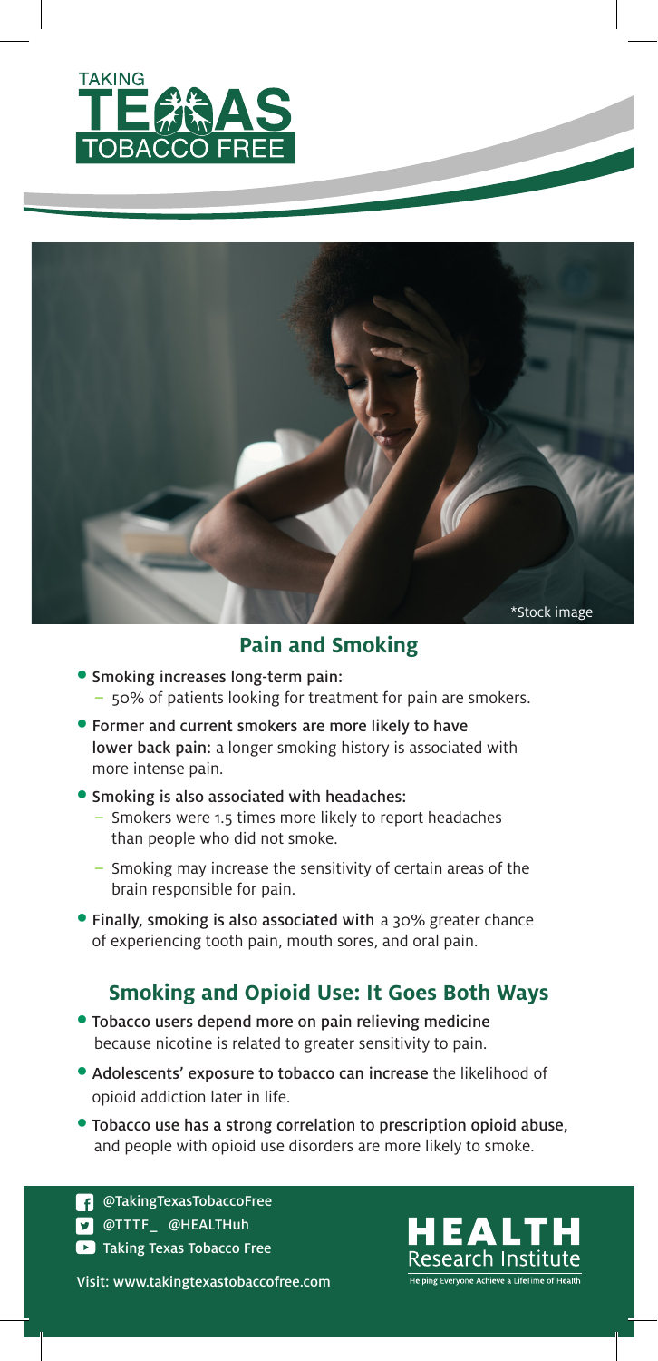TAKING TEXAS TOBACCO FREE

*Stock image

## Pain and Smoking

- Smoking increases long-term pain:
  - 50% of patients looking for treatment for pain are smokers.
- Former and current smokers are more likely to have lower back pain: a longer smoking history is associated with more intense pain.
- Smoking is also associated with headaches:
  - Smokers were 1.5 times more likely to report headaches than people who did not smoke.
  - Smoking may increase the sensitivity of certain areas of the brain responsible for pain.
- Finally, smoking is also associated with a 30% greater chance of experiencing tooth pain, mouth sores, and oral pain.

## Smoking and Opioid Use: It Goes Both Ways

- Tobacco users depend more on pain relieving medicine because nicotine is related to greater sensitivity to pain.
- Adolescents' exposure to tobacco can increase the likelihood of opioid addiction later in life.
- Tobacco use has a strong correlation to prescription opioid abuse, and people with opioid use disorders are more likely to smoke.

@TakingTexasTobaccoFree
@TTTF_ @HEALTHuh
Taking Texas Tobacco Free

Visit: www.takingtexastobaccofree.com

HEALTH Research Institute
Helping Everyone Achieve a LifeTime of Health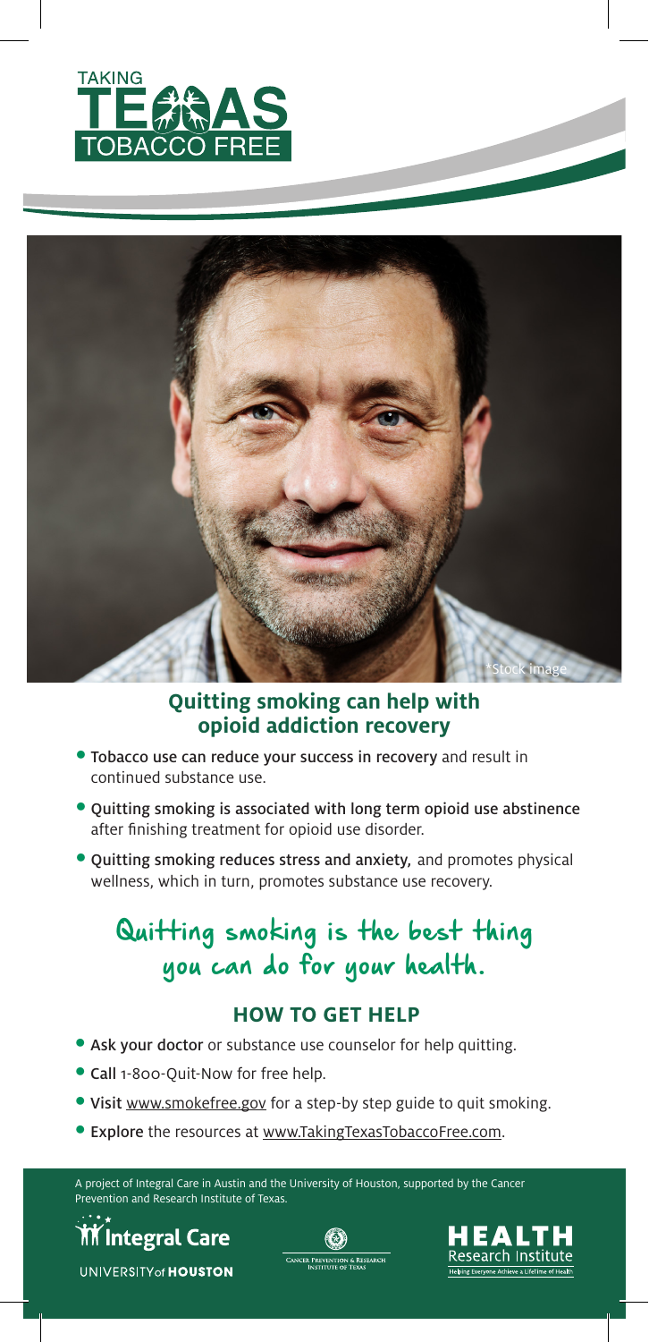TAKING TEXAS TOBACCO FREE

*Stock image

## Quitting smoking can help with opioid addiction recovery

- **Tobacco use can reduce your success in recovery** and result in continued substance use.
- **Quitting smoking is associated with long term opioid use abstinence** after finishing treatment for opioid use disorder.
- **Quitting smoking reduces stress and anxiety,** and promotes physical wellness, which in turn, promotes substance use recovery.

## Quitting smoking is the best thing you can do for your health.

### HOW TO GET HELP

- **Ask your doctor** or substance use counselor for help quitting.
- **Call** 1-800-Quit-Now for free help.
- **Visit** www.smokefree.gov for a step-by step guide to quit smoking.
- **Explore** the resources at www.TakingTexasTobaccoFree.com.

A project of Integral Care in Austin and the University of Houston, supported by the Cancer Prevention and Research Institute of Texas.

Integral Care

UNIVERSITY of HOUSTON

Cancer Prevention & Research Institute of Texas

HEALTH Research Institute

Helping Everyone Achieve a LifeTime of Health